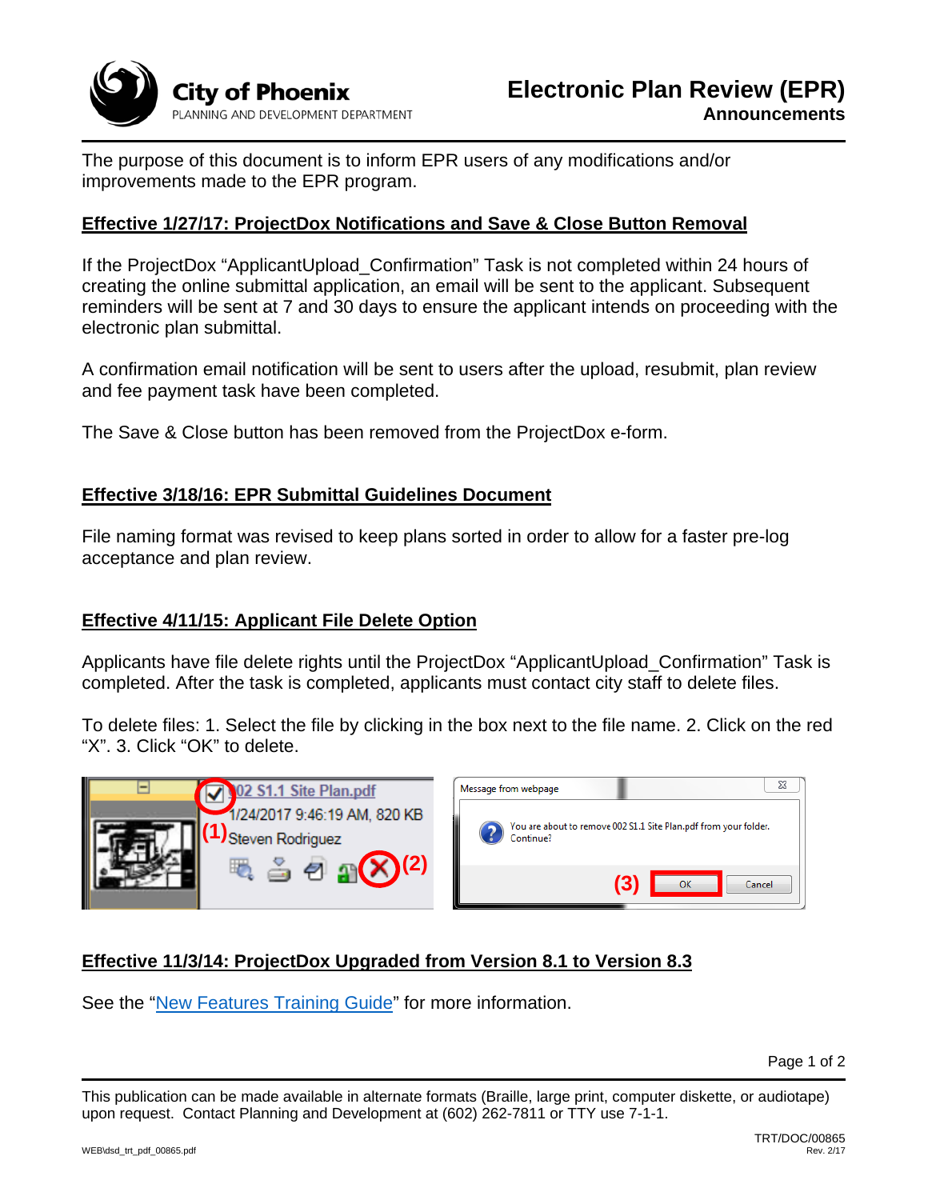City of Phoenix
PLANNING AND DEVELOPMENT DEPARTMENT

# Electronic Plan Review (EPR)

## Announcements

The purpose of this document is to inform EPR users of any modifications and/or improvements made to the EPR program.

### Effective 1/27/17: ProjectDox Notifications and Save & Close Button Removal

If the ProjectDox “ApplicantUpload_Confirmation” Task is not completed within 24 hours of creating the online submittal application, an email will be sent to the applicant. Subsequent reminders will be sent at 7 and 30 days to ensure the applicant intends on proceeding with the electronic plan submittal.

A confirmation email notification will be sent to users after the upload, resubmit, plan review and fee payment task have been completed.

The Save & Close button has been removed from the ProjectDox e-form.

### Effective 3/18/16: EPR Submittal Guidelines Document

File naming format was revised to keep plans sorted in order to allow for a faster pre-log acceptance and plan review.

### Effective 4/11/15: Applicant File Delete Option

Applicants have file delete rights until the ProjectDox “ApplicantUpload_Confirmation” Task is completed. After the task is completed, applicants must contact city staff to delete files.

To delete files: 1. Select the file by clicking in the box next to the file name. 2. Click on the red “X”. 3. Click “OK” to delete.

### Effective 11/3/14: ProjectDox Upgraded from Version 8.1 to Version 8.3

See the “New Features Training Guide” for more information.

This publication can be made available in alternate formats (Braille, large print, computer diskette, or audiotape) upon request. Contact Planning and Development at (602) 262-7811 or TTY use 7-1-1.

TRT/DOC/00865
Rev. 2/17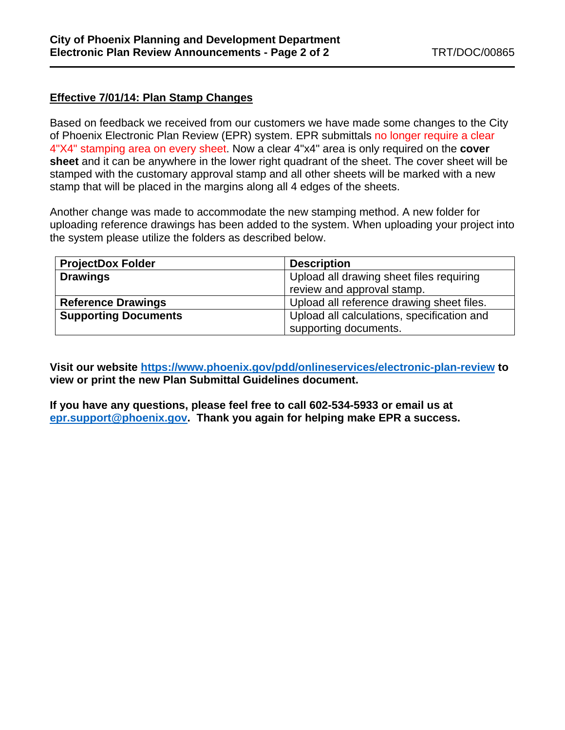## Effective 7/01/14: Plan Stamp Changes

Based on feedback we received from our customers we have made some changes to the City of Phoenix Electronic Plan Review (EPR) system. EPR submittals no longer require a clear 4"X4" stamping area on every sheet. Now a clear 4"x4" area is only required on the **cover sheet** and it can be anywhere in the lower right quadrant of the sheet. The cover sheet will be stamped with the customary approval stamp and all other sheets will be marked with a new stamp that will be placed in the margins along all 4 edges of the sheets.

Another change was made to accommodate the new stamping method. A new folder for uploading reference drawings has been added to the system. When uploading your project into the system please utilize the folders as described below.

| ProjectDox Folder | Description |
|---|---|
| **Drawings** | Upload all drawing sheet files requiring review and approval stamp. |
| **Reference Drawings** | Upload all reference drawing sheet files. |
| **Supporting Documents** | Upload all calculations, specification and supporting documents. |

**Visit our website [https://www.phoenix.gov/pdd/onlineservices/electronic-plan-review](https://www.phoenix.gov/pdd/onlineservices/electronic-plan-review) to view or print the new Plan Submittal Guidelines document.**

**If you have any questions, please feel free to call 602-534-5933 or email us at [epr.support@phoenix.gov](mailto:epr.support@phoenix.gov). Thank you again for helping make EPR a success.**